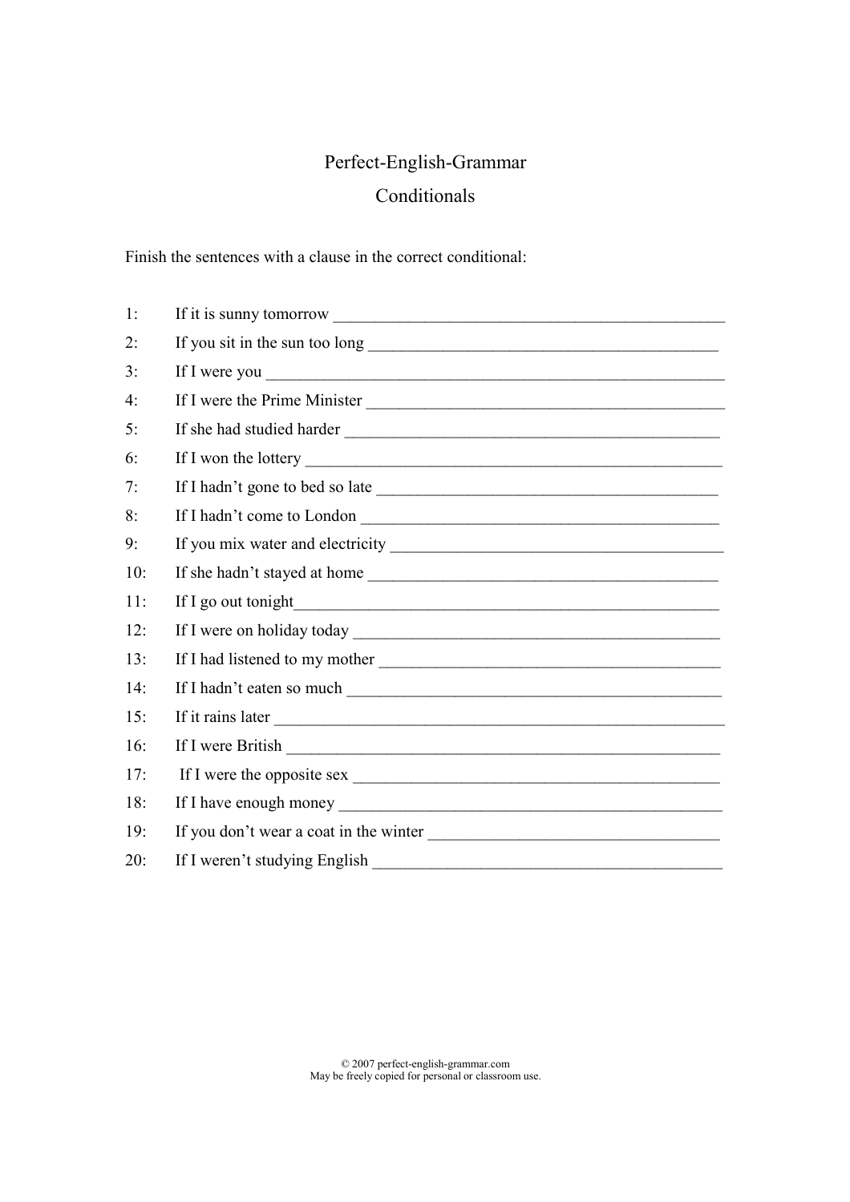# Perfect-English-Grammar

## Conditionals

Finish the sentences with a clause in the correct conditional:

1: If it is sunny tomorrow ______________________________________________

2: If you sit in the sun too long ________________________________________

3: If I were you ______________________________________________________

4: If I were the Prime Minister __________________________________________

5: If she had studied harder _____________________________________________

6: If I won the lottery _________________________________________________

7: If I hadn't gone to bed so late ________________________________________

8: If I hadn't come to London ___________________________________________

9: If you mix water and electricity _______________________________________

10: If she hadn't stayed at home _________________________________________

11: If I go out tonight_________________________________________________

12: If I were on holiday today ___________________________________________

13: If I had listened to my mother ________________________________________

14: If I hadn't eaten so much ____________________________________________

15: If it rains later ____________________________________________________

16: If I were British ___________________________________________________

17: If I were the opposite sex ____________________________________________

18: If I have enough money ______________________________________________

19: If you don't wear a coat in the winter __________________________________

20: If I weren't studying English _________________________________________

© 2007 perfect-english-grammar.com
May be freely copied for personal or classroom use.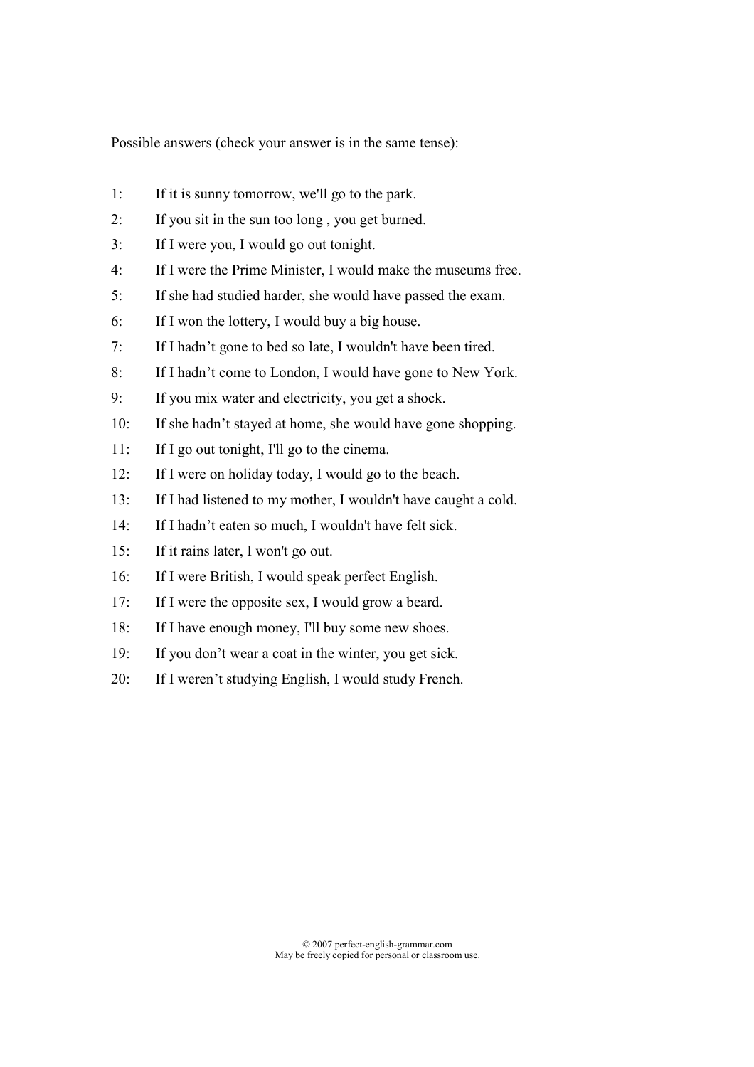Possible answers (check your answer is in the same tense):

1: If it is sunny tomorrow, we'll go to the park.

2: If you sit in the sun too long , you get burned.

3: If I were you, I would go out tonight.

4: If I were the Prime Minister, I would make the museums free.

5: If she had studied harder, she would have passed the exam.

6: If I won the lottery, I would buy a big house.

7: If I hadn’t gone to bed so late, I wouldn't have been tired.

8: If I hadn’t come to London, I would have gone to New York.

9: If you mix water and electricity, you get a shock.

10: If she hadn’t stayed at home, she would have gone shopping.

11: If I go out tonight, I'll go to the cinema.

12: If I were on holiday today, I would go to the beach.

13: If I had listened to my mother, I wouldn't have caught a cold.

14: If I hadn’t eaten so much, I wouldn't have felt sick.

15: If it rains later, I won't go out.

16: If I were British, I would speak perfect English.

17: If I were the opposite sex, I would grow a beard.

18: If I have enough money, I'll buy some new shoes.

19: If you don’t wear a coat in the winter, you get sick.

20: If I weren’t studying English, I would study French.

© 2007 perfect-english-grammar.com
May be freely copied for personal or classroom use.